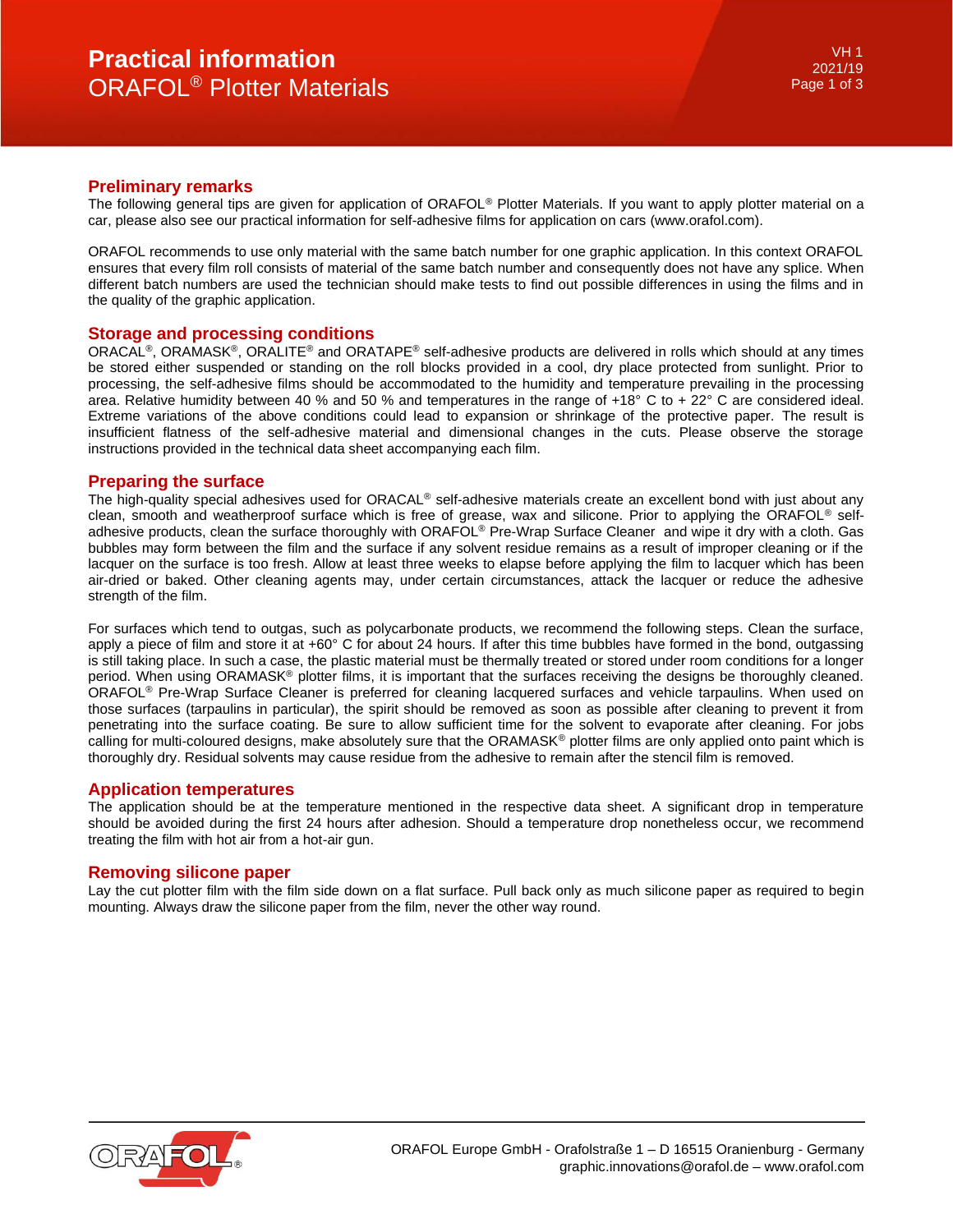# Practical information
## ORAFOL® Plotter Materials

### Preliminary remarks

The following general tips are given for application of ORAFOL® Plotter Materials. If you want to apply plotter material on a car, please also see our practical information for self-adhesive films for application on cars (www.orafol.com).

ORAFOL recommends to use only material with the same batch number for one graphic application. In this context ORAFOL ensures that every film roll consists of material of the same batch number and consequently does not have any splice. When different batch numbers are used the technician should make tests to find out possible differences in using the films and in the quality of the graphic application.

### Storage and processing conditions

ORACAL®, ORAMASK®, ORALITE® and ORATAPE® self-adhesive products are delivered in rolls which should at any times be stored either suspended or standing on the roll blocks provided in a cool, dry place protected from sunlight. Prior to processing, the self-adhesive films should be accommodated to the humidity and temperature prevailing in the processing area. Relative humidity between 40 % and 50 % and temperatures in the range of +18° C to + 22° C are considered ideal. Extreme variations of the above conditions could lead to expansion or shrinkage of the protective paper. The result is insufficient flatness of the self-adhesive material and dimensional changes in the cuts. Please observe the storage instructions provided in the technical data sheet accompanying each film.

### Preparing the surface

The high-quality special adhesives used for ORACAL® self-adhesive materials create an excellent bond with just about any clean, smooth and weatherproof surface which is free of grease, wax and silicone. Prior to applying the ORAFOL® self-adhesive products, clean the surface thoroughly with ORAFOL® Pre-Wrap Surface Cleaner and wipe it dry with a cloth. Gas bubbles may form between the film and the surface if any solvent residue remains as a result of improper cleaning or if the lacquer on the surface is too fresh. Allow at least three weeks to elapse before applying the film to lacquer which has been air-dried or baked. Other cleaning agents may, under certain circumstances, attack the lacquer or reduce the adhesive strength of the film.

For surfaces which tend to outgas, such as polycarbonate products, we recommend the following steps. Clean the surface, apply a piece of film and store it at +60° C for about 24 hours. If after this time bubbles have formed in the bond, outgassing is still taking place. In such a case, the plastic material must be thermally treated or stored under room conditions for a longer period. When using ORAMASK® plotter films, it is important that the surfaces receiving the designs be thoroughly cleaned. ORAFOL® Pre-Wrap Surface Cleaner is preferred for cleaning lacquered surfaces and vehicle tarpaulins. When used on those surfaces (tarpaulins in particular), the spirit should be removed as soon as possible after cleaning to prevent it from penetrating into the surface coating. Be sure to allow sufficient time for the solvent to evaporate after cleaning. For jobs calling for multi-coloured designs, make absolutely sure that the ORAMASK® plotter films are only applied onto paint which is thoroughly dry. Residual solvents may cause residue from the adhesive to remain after the stencil film is removed.

### Application temperatures

The application should be at the temperature mentioned in the respective data sheet. A significant drop in temperature should be avoided during the first 24 hours after adhesion. Should a temperature drop nonetheless occur, we recommend treating the film with hot air from a hot-air gun.

### Removing silicone paper

Lay the cut plotter film with the film side down on a flat surface. Pull back only as much silicone paper as required to begin mounting. Always draw the silicone paper from the film, never the other way round.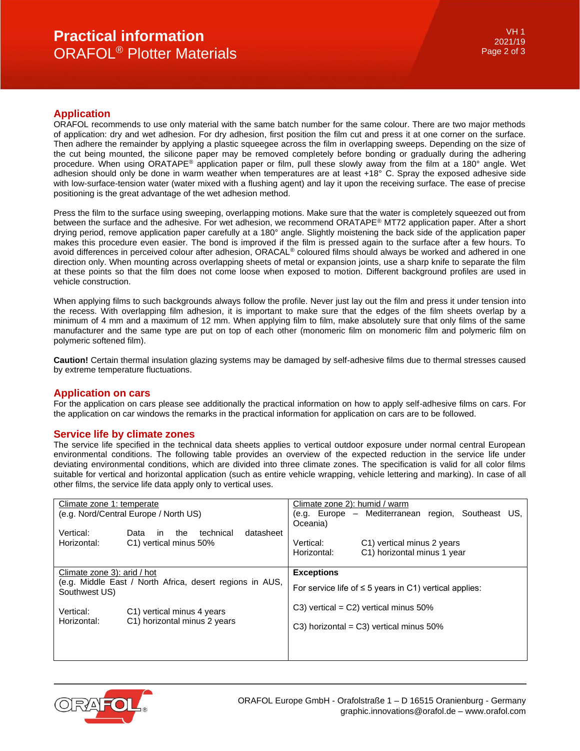## Application

ORAFOL recommends to use only material with the same batch number for the same colour. There are two major methods of application: dry and wet adhesion. For dry adhesion, first position the film cut and press it at one corner on the surface. Then adhere the remainder by applying a plastic squeegee across the film in overlapping sweeps. Depending on the size of the cut being mounted, the silicone paper may be removed completely before bonding or gradually during the adhering procedure. When using ORATAPE® application paper or film, pull these slowly away from the film at a 180° angle. Wet adhesion should only be done in warm weather when temperatures are at least +18° C. Spray the exposed adhesive side with low-surface-tension water (water mixed with a flushing agent) and lay it upon the receiving surface. The ease of precise positioning is the great advantage of the wet adhesion method.

Press the film to the surface using sweeping, overlapping motions. Make sure that the water is completely squeezed out from between the surface and the adhesive. For wet adhesion, we recommend ORATAPE® MT72 application paper. After a short drying period, remove application paper carefully at a 180° angle. Slightly moistening the back side of the application paper makes this procedure even easier. The bond is improved if the film is pressed again to the surface after a few hours. To avoid differences in perceived colour after adhesion, ORACAL® coloured films should always be worked and adhered in one direction only. When mounting across overlapping sheets of metal or expansion joints, use a sharp knife to separate the film at these points so that the film does not come loose when exposed to motion. Different background profiles are used in vehicle construction.

When applying films to such backgrounds always follow the profile. Never just lay out the film and press it under tension into the recess. With overlapping film adhesion, it is important to make sure that the edges of the film sheets overlap by a minimum of 4 mm and a maximum of 12 mm. When applying film to film, make absolutely sure that only films of the same manufacturer and the same type are put on top of each other (monomeric film on monomeric film and polymeric film on polymeric softened film).

**Caution!** Certain thermal insulation glazing systems may be damaged by self-adhesive films due to thermal stresses caused by extreme temperature fluctuations.

## Application on cars

For the application on cars please see additionally the practical information on how to apply self-adhesive films on cars. For the application on car windows the remarks in the practical information for application on cars are to be followed.

## Service life by climate zones

The service life specified in the technical data sheets applies to vertical outdoor exposure under normal central European environmental conditions. The following table provides an overview of the expected reduction in the service life under deviating environmental conditions, which are divided into three climate zones. The specification is valid for all color films suitable for vertical and horizontal application (such as entire vehicle wrapping, vehicle lettering and marking). In case of all other films, the service life data apply only to vertical uses.

| | |
|---|---|
| <u>Climate zone 1: temperate</u><br>(e.g. Nord/Central Europe / North US)<br><br>Vertical: Data in the technical datasheet<br>Horizontal: C1) vertical minus 50% | <u>Climate zone 2): humid / warm</u><br>(e.g. Europe – Mediterranean region, Southeast US, Oceania)<br><br>Vertical: C1) vertical minus 2 years<br>Horizontal: C1) horizontal minus 1 year |
| <u>Climate zone 3): arid / hot</u><br>(e.g. Middle East / North Africa, desert regions in AUS, Southwest US)<br><br>Vertical: C1) vertical minus 4 years<br>Horizontal: C1) horizontal minus 2 years | **Exceptions**<br>For service life of ≤ 5 years in C1) vertical applies:<br><br>C3) vertical = C2) vertical minus 50%<br><br>C3) horizontal = C3) vertical minus 50% |

ORAFOL Europe GmbH - Orafolstraße 1 – D 16515 Oranienburg - Germany
graphic.innovations@orafol.de – www.orafol.com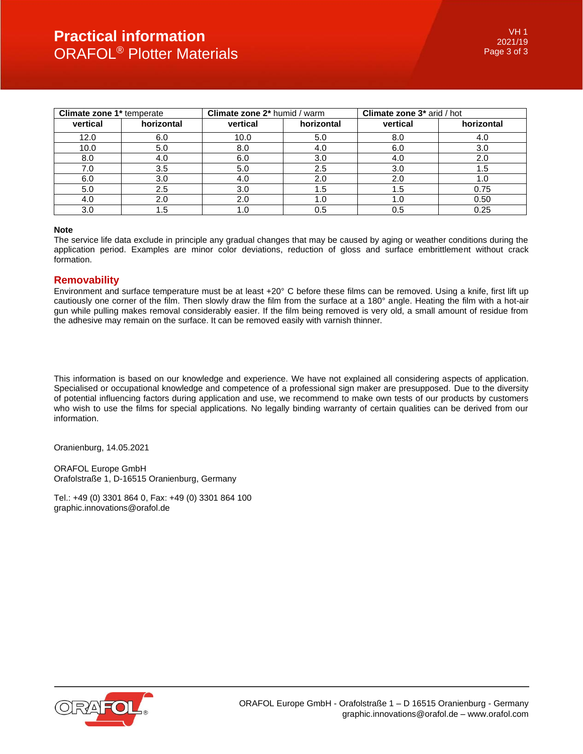| **Climate zone 1*** temperate | | **Climate zone 2*** humid / warm | | **Climate zone 3*** arid / hot | |
|---|---|---|---|---|---|
| **vertical** | **horizontal** | **vertical** | **horizontal** | **vertical** | **horizontal** |
| 12.0 | 6.0 | 10.0 | 5.0 | 8.0 | 4.0 |
| 10.0 | 5.0 | 8.0 | 4.0 | 6.0 | 3.0 |
| 8.0 | 4.0 | 6.0 | 3.0 | 4.0 | 2.0 |
| 7.0 | 3.5 | 5.0 | 2.5 | 3.0 | 1.5 |
| 6.0 | 3.0 | 4.0 | 2.0 | 2.0 | 1.0 |
| 5.0 | 2.5 | 3.0 | 1.5 | 1.5 | 0.75 |
| 4.0 | 2.0 | 2.0 | 1.0 | 1.0 | 0.50 |
| 3.0 | 1.5 | 1.0 | 0.5 | 0.5 | 0.25 |

**Note**

The service life data exclude in principle any gradual changes that may be caused by aging or weather conditions during the application period. Examples are minor color deviations, reduction of gloss and surface embrittlement without crack formation.

## Removability

Environment and surface temperature must be at least +20° C before these films can be removed. Using a knife, first lift up cautiously one corner of the film. Then slowly draw the film from the surface at a 180° angle. Heating the film with a hot-air gun while pulling makes removal considerably easier. If the film being removed is very old, a small amount of residue from the adhesive may remain on the surface. It can be removed easily with varnish thinner.

This information is based on our knowledge and experience. We have not explained all considering aspects of application. Specialised or occupational knowledge and competence of a professional sign maker are presupposed. Due to the diversity of potential influencing factors during application and use, we recommend to make own tests of our products by customers who wish to use the films for special applications. No legally binding warranty of certain qualities can be derived from our information.

Oranienburg, 14.05.2021

ORAFOL Europe GmbH
Orafolstraße 1, D-16515 Oranienburg, Germany

Tel.: +49 (0) 3301 864 0, Fax: +49 (0) 3301 864 100
graphic.innovations@orafol.de